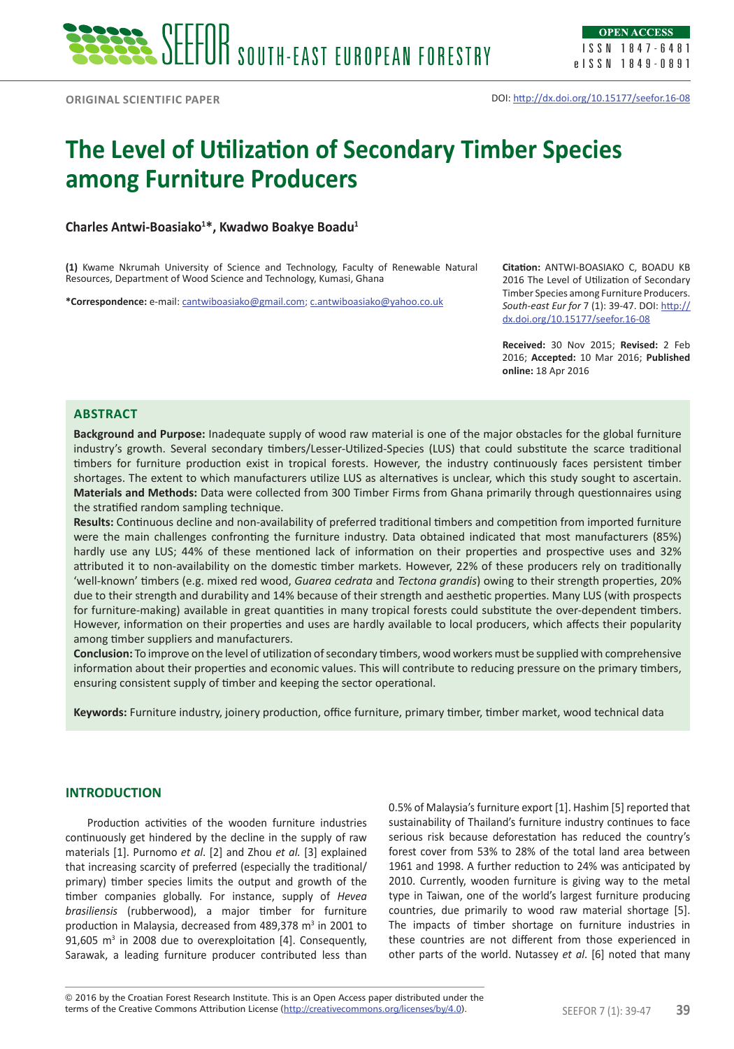ORIGINAL SCIENTIFIC PAPER

DOI: http://dx.doi.org/10.15177/seefor.16-08

# The Level of Utilization of Secondary Timber Species among Furniture Producers

**Charles Antwi-Boasiako[1]*, Kwadwo Boakye Boadu[1]**

**(1)** Kwame Nkrumah University of Science and Technology, Faculty of Renewable Natural Resources, Department of Wood Science and Technology, Kumasi, Ghana

***Correspondence:** e-mail: cantwiboasiako@gmail.com; c.antwiboasiako@yahoo.co.uk

**Citation:** ANTWI-BOASIAKO C, BOADU KB 2016 The Level of Utilization of Secondary Timber Species among Furniture Producers. *South-east Eur for* 7 (1): 39-47. DOI: http://dx.doi.org/10.15177/seefor.16-08

**Received:** 30 Nov 2015; **Revised:** 2 Feb 2016; **Accepted:** 10 Mar 2016; **Published online:** 18 Apr 2016

## ABSTRACT

**Background and Purpose:** Inadequate supply of wood raw material is one of the major obstacles for the global furniture industry's growth. Several secondary timbers/Lesser-Utilized-Species (LUS) that could substitute the scarce traditional timbers for furniture production exist in tropical forests. However, the industry continuously faces persistent timber shortages. The extent to which manufacturers utilize LUS as alternatives is unclear, which this study sought to ascertain.
**Materials and Methods:** Data were collected from 300 Timber Firms from Ghana primarily through questionnaires using the stratified random sampling technique.
**Results:** Continuous decline and non-availability of preferred traditional timbers and competition from imported furniture were the main challenges confronting the furniture industry. Data obtained indicated that most manufacturers (85%) hardly use any LUS; 44% of these mentioned lack of information on their properties and prospective uses and 32% attributed it to non-availability on the domestic timber markets. However, 22% of these producers rely on traditionally 'well-known' timbers (e.g. mixed red wood, *Guarea cedrata* and *Tectona grandis*) owing to their strength properties, 20% due to their strength and durability and 14% because of their strength and aesthetic properties. Many LUS (with prospects for furniture-making) available in great quantities in many tropical forests could substitute the over-dependent timbers. However, information on their properties and uses are hardly available to local producers, which affects their popularity among timber suppliers and manufacturers.
**Conclusion:** To improve on the level of utilization of secondary timbers, wood workers must be supplied with comprehensive information about their properties and economic values. This will contribute to reducing pressure on the primary timbers, ensuring consistent supply of timber and keeping the sector operational.

**Keywords:** Furniture industry, joinery production, office furniture, primary timber, timber market, wood technical data

## INTRODUCTION

Production activities of the wooden furniture industries continuously get hindered by the decline in the supply of raw materials [1]. Purnomo *et al*. [2] and Zhou *et al.* [3] explained that increasing scarcity of preferred (especially the traditional/primary) timber species limits the output and growth of the timber companies globally. For instance, supply of *Hevea brasiliensis* (rubberwood), a major timber for furniture production in Malaysia, decreased from 489,378 m$^3$ in 2001 to 91,605 m$^3$ in 2008 due to overexploitation [4]. Consequently, Sarawak, a leading furniture producer contributed less than 0.5% of Malaysia's furniture export [1]. Hashim [5] reported that sustainability of Thailand's furniture industry continues to face serious risk because deforestation has reduced the country's forest cover from 53% to 28% of the total land area between 1961 and 1998. A further reduction to 24% was anticipated by 2010. Currently, wooden furniture is giving way to the metal type in Taiwan, one of the world's largest furniture producing countries, due primarily to wood raw material shortage [5]. The impacts of timber shortage on furniture industries in these countries are not different from those experienced in other parts of the world. Nutassey *et al*. [6] noted that many

© 2016 by the Croatian Forest Research Institute. This is an Open Access paper distributed under the terms of the Creative Commons Attribution License (http://creativecommons.org/licenses/by/4.0).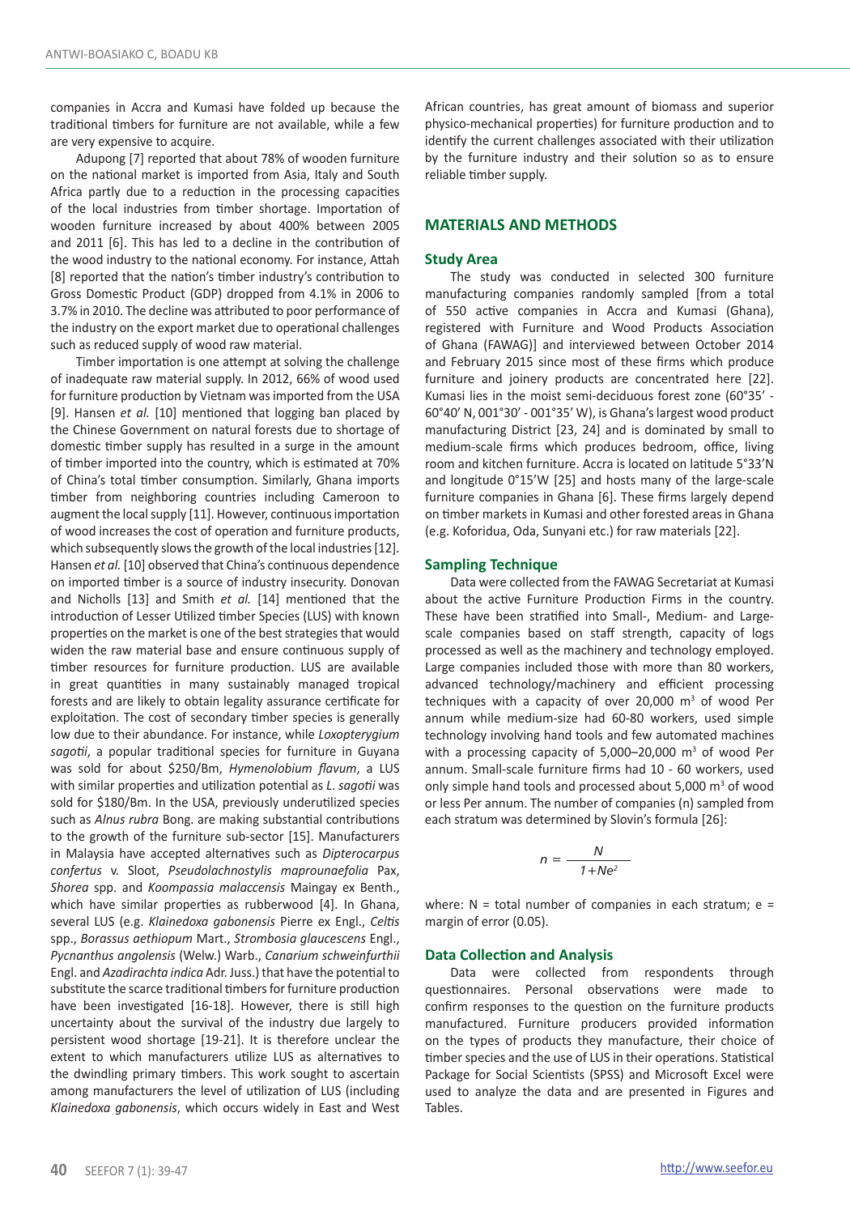companies in Accra and Kumasi have folded up because the traditional timbers for furniture are not available, while a few are very expensive to acquire.

Adupong [7] reported that about 78% of wooden furniture on the national market is imported from Asia, Italy and South Africa partly due to a reduction in the processing capacities of the local industries from timber shortage. Importation of wooden furniture increased by about 400% between 2005 and 2011 [6]. This has led to a decline in the contribution of the wood industry to the national economy. For instance, Attah [8] reported that the nation's timber industry's contribution to Gross Domestic Product (GDP) dropped from 4.1% in 2006 to 3.7% in 2010. The decline was attributed to poor performance of the industry on the export market due to operational challenges such as reduced supply of wood raw material.

Timber importation is one attempt at solving the challenge of inadequate raw material supply. In 2012, 66% of wood used for furniture production by Vietnam was imported from the USA [9]. Hansen *et al.* [10] mentioned that logging ban placed by the Chinese Government on natural forests due to shortage of domestic timber supply has resulted in a surge in the amount of timber imported into the country, which is estimated at 70% of China's total timber consumption. Similarly, Ghana imports timber from neighboring countries including Cameroon to augment the local supply [11]. However, continuous importation of wood increases the cost of operation and furniture products, which subsequently slows the growth of the local industries [12]. Hansen *et al.* [10] observed that China's continuous dependence on imported timber is a source of industry insecurity. Donovan and Nicholls [13] and Smith *et al.* [14] mentioned that the introduction of Lesser Utilized timber Species (LUS) with known properties on the market is one of the best strategies that would widen the raw material base and ensure continuous supply of timber resources for furniture production. LUS are available in great quantities in many sustainably managed tropical forests and are likely to obtain legality assurance certificate for exploitation. The cost of secondary timber species is generally low due to their abundance. For instance, while *Loxopterygium sagotii*, a popular traditional species for furniture in Guyana was sold for about $250/Bm, *Hymenolobium flavum*, a LUS with similar properties and utilization potential as *L. sagotii* was sold for $180/Bm. In the USA, previously underutilized species such as *Alnus rubra* Bong. are making substantial contributions to the growth of the furniture sub-sector [15]. Manufacturers in Malaysia have accepted alternatives such as *Dipterocarpus confertus* v. Sloot, *Pseudolachnostylis maprounaefolia* Pax, *Shorea* spp. and *Koompassia malaccensis* Maingay ex Benth., which have similar properties as rubberwood [4]. In Ghana, several LUS (e.g. *Klainedoxa gabonensis* Pierre ex Engl., *Celtis* spp., *Borassus aethiopum* Mart., *Strombosia glaucescens* Engl., *Pycnanthus angolensis* (Welw.) Warb., *Canarium schweinfurthii* Engl. and *Azadirachta indica* Adr. Juss.) that have the potential to substitute the scarce traditional timbers for furniture production have been investigated [16-18]. However, there is still high uncertainty about the survival of the industry due largely to persistent wood shortage [19-21]. It is therefore unclear the extent to which manufacturers utilize LUS as alternatives to the dwindling primary timbers. This work sought to ascertain among manufacturers the level of utilization of LUS (including *Klainedoxa gabonensis*, which occurs widely in East and West African countries, has great amount of biomass and superior physico-mechanical properties) for furniture production and to identify the current challenges associated with their utilization by the furniture industry and their solution so as to ensure reliable timber supply.

## MATERIALS AND METHODS

### Study Area

The study was conducted in selected 300 furniture manufacturing companies randomly sampled [from a total of 550 active companies in Accra and Kumasi (Ghana), registered with Furniture and Wood Products Association of Ghana (FAWAG)] and interviewed between October 2014 and February 2015 since most of these firms which produce furniture and joinery products are concentrated here [22]. Kumasi lies in the moist semi-deciduous forest zone (60°35' - 60°40' N, 001°30' - 001°35' W), is Ghana's largest wood product manufacturing District [23, 24] and is dominated by small to medium-scale firms which produces bedroom, office, living room and kitchen furniture. Accra is located on latitude 5°33'N and longitude 0°15'W [25] and hosts many of the large-scale furniture companies in Ghana [6]. These firms largely depend on timber markets in Kumasi and other forested areas in Ghana (e.g. Koforidua, Oda, Sunyani etc.) for raw materials [22].

### Sampling Technique

Data were collected from the FAWAG Secretariat at Kumasi about the active Furniture Production Firms in the country. These have been stratified into Small-, Medium- and Large-scale companies based on staff strength, capacity of logs processed as well as the machinery and technology employed. Large companies included those with more than 80 workers, advanced technology/machinery and efficient processing techniques with a capacity of over 20,000 $m^3$ of wood Per annum while medium-size had 60-80 workers, used simple technology involving hand tools and few automated machines with a processing capacity of 5,000–20,000 $m^3$ of wood Per annum. Small-scale furniture firms had 10 - 60 workers, used only simple hand tools and processed about 5,000 $m^3$ of wood or less Per annum. The number of companies (n) sampled from each stratum was determined by Slovin's formula [26]:

$$n = \frac{N}{1+Ne^2}$$

where: N = total number of companies in each stratum; e = margin of error (0.05).

### Data Collection and Analysis

Data were collected from respondents through questionnaires. Personal observations were made to confirm responses to the question on the furniture products manufactured. Furniture producers provided information on the types of products they manufacture, their choice of timber species and the use of LUS in their operations. Statistical Package for Social Scientists (SPSS) and Microsoft Excel were used to analyze the data and are presented in Figures and Tables.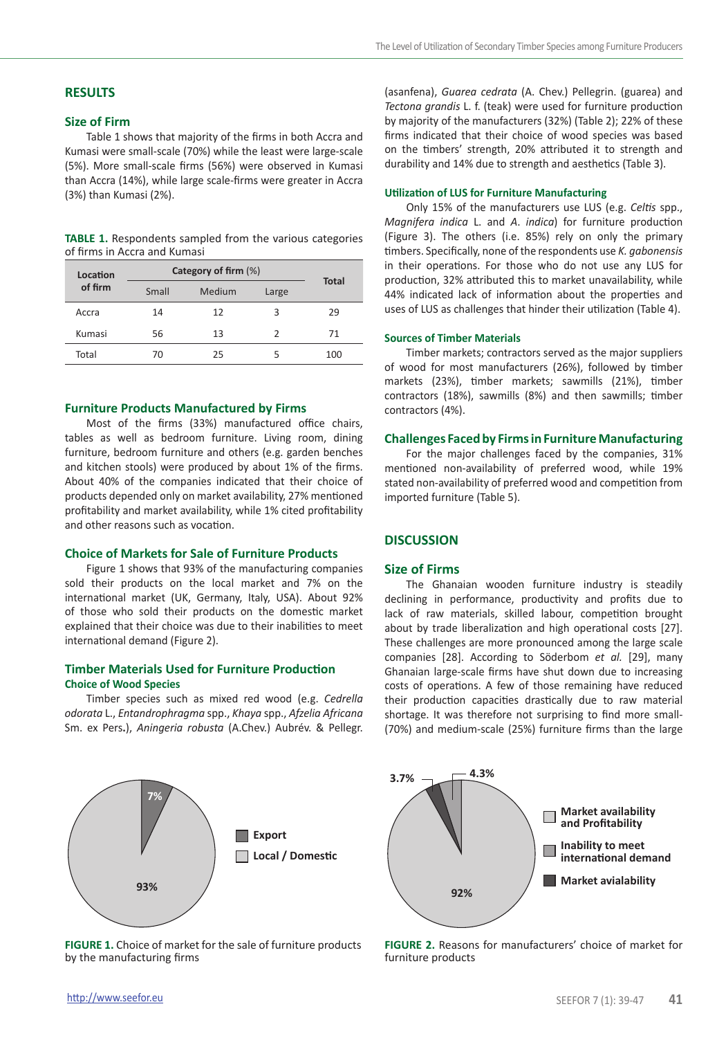## RESULTS

### Size of Firm

Table 1 shows that majority of the firms in both Accra and Kumasi were small-scale (70%) while the least were large-scale (5%). More small-scale firms (56%) were observed in Kumasi than Accra (14%), while large scale-firms were greater in Accra (3%) than Kumasi (2%).

**TABLE 1.** Respondents sampled from the various categories of firms in Accra and Kumasi

| Location of firm | Category of firm (%) | | | Total |
|---|---|---|---|---|
| | Small | Medium | Large | |
| Accra | 14 | 12 | 3 | 29 |
| Kumasi | 56 | 13 | 2 | 71 |
| Total | 70 | 25 | 5 | 100 |

### Furniture Products Manufactured by Firms

Most of the firms (33%) manufactured office chairs, tables as well as bedroom furniture. Living room, dining furniture, bedroom furniture and others (e.g. garden benches and kitchen stools) were produced by about 1% of the firms. About 40% of the companies indicated that their choice of products depended only on market availability, 27% mentioned profitability and market availability, while 1% cited profitability and other reasons such as vocation.

### Choice of Markets for Sale of Furniture Products

Figure 1 shows that 93% of the manufacturing companies sold their products on the local market and 7% on the international market (UK, Germany, Italy, USA). About 92% of those who sold their products on the domestic market explained that their choice was due to their inabilities to meet international demand (Figure 2).

### Timber Materials Used for Furniture Production

#### Choice of Wood Species

Timber species such as mixed red wood (e.g. *Cedrella odorata* L., *Entandrophragma* spp., *Khaya* spp., *Afzelia Africana* Sm. ex Pers.), *Aningeria robusta* (A.Chev.) Aubrév. & Pellegr. (asanfena), *Guarea cedrata* (A. Chev.) Pellegrin. (guarea) and *Tectona grandis* L. f. (teak) were used for furniture production by majority of the manufacturers (32%) (Table 2); 22% of these firms indicated that their choice of wood species was based on the timbers' strength, 20% attributed it to strength and durability and 14% due to strength and aesthetics (Table 3).

### Utilization of LUS for Furniture Manufacturing

Only 15% of the manufacturers use LUS (e.g. *Celtis* spp., *Magnifera indica* L. and *A. indica*) for furniture production (Figure 3). The others (i.e. 85%) rely on only the primary timbers. Specifically, none of the respondents use *K. gabonensis* in their operations. For those who do not use any LUS for production, 32% attributed this to market unavailability, while 44% indicated lack of information about the properties and uses of LUS as challenges that hinder their utilization (Table 4).

### Sources of Timber Materials

Timber markets; contractors served as the major suppliers of wood for most manufacturers (26%), followed by timber markets (23%), timber markets; sawmills (21%), timber contractors (18%), sawmills (8%) and then sawmills; timber contractors (4%).

### Challenges Faced by Firms in Furniture Manufacturing

For the major challenges faced by the companies, 31% mentioned non-availability of preferred wood, while 19% stated non-availability of preferred wood and competition from imported furniture (Table 5).

## DISCUSSION

### Size of Firms

The Ghanaian wooden furniture industry is steadily declining in performance, productivity and profits due to lack of raw materials, skilled labour, competition brought about by trade liberalization and high operational costs [27]. These challenges are more pronounced among the large scale companies [28]. According to Söderbom *et al.* [29], many Ghanaian large-scale firms have shut down due to increasing costs of operations. A few of those remaining have reduced their production capacities drastically due to raw material shortage. It was therefore not surprising to find more small- (70%) and medium-scale (25%) furniture firms than the large

**FIGURE 1.** Choice of market for the sale of furniture products by the manufacturing firms

**FIGURE 2.** Reasons for manufacturers' choice of market for furniture products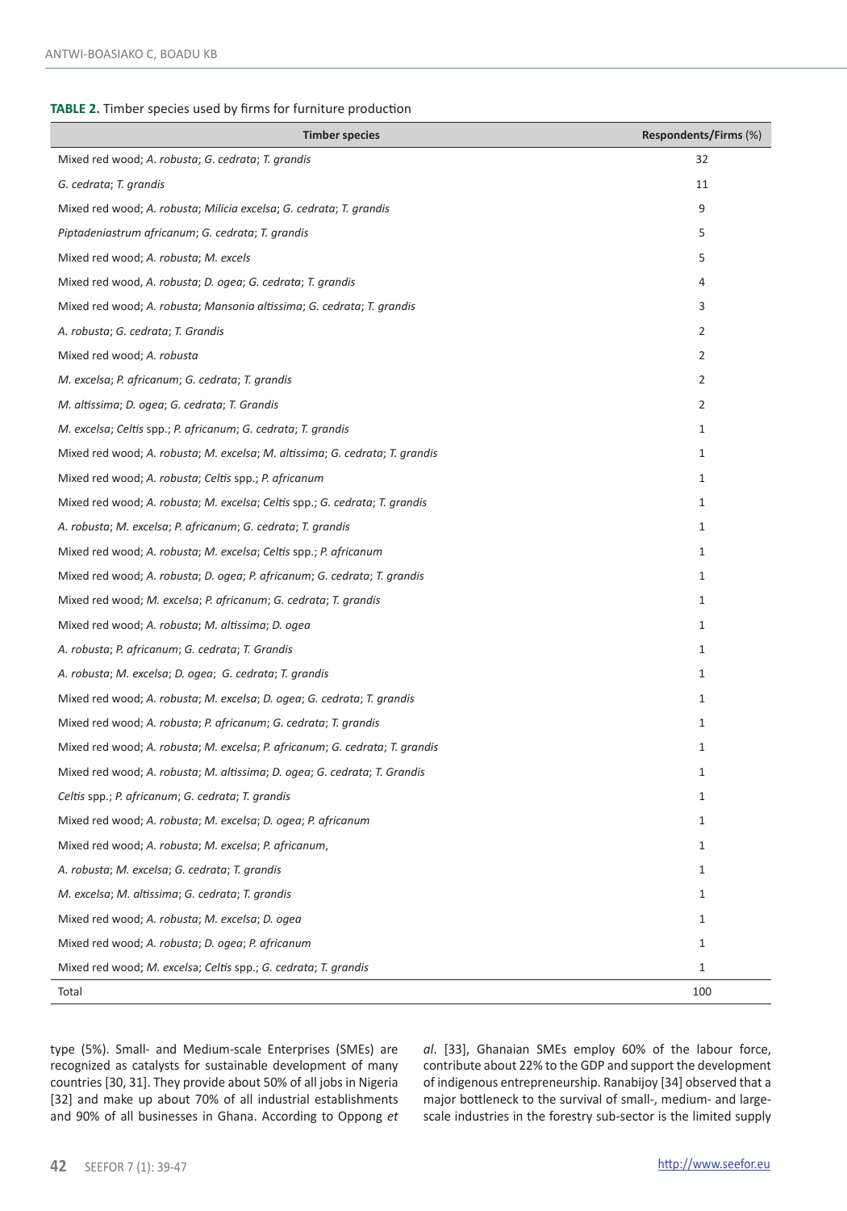**TABLE 2.** Timber species used by firms for furniture production

| Timber species | Respondents/Firms (%) |
|---|---|
| Mixed red wood; *A. robusta*; *G. cedrata*; *T. grandis* | 32 |
| *G. cedrata*; *T. grandis* | 11 |
| Mixed red wood; *A. robusta*; *Milicia excelsa*; *G. cedrata*; *T. grandis* | 9 |
| *Piptadeniastrum africanum*; *G. cedrata*; *T. grandis* | 5 |
| Mixed red wood; *A. robusta*; *M. excels* | 5 |
| Mixed red wood, *A. robusta*; *D. ogea*; *G. cedrata*; *T. grandis* | 4 |
| Mixed red wood; *A. robusta*; *Mansonia altissima*; *G. cedrata*; *T. grandis* | 3 |
| *A. robusta*; *G. cedrata*; *T. Grandis* | 2 |
| Mixed red wood; *A. robusta* | 2 |
| *M. excelsa*; *P. africanum*; *G. cedrata*; *T. grandis* | 2 |
| *M. altissima*; *D. ogea*; *G. cedrata*; *T. Grandis* | 2 |
| *M. excelsa*; *Celtis* spp.; *P. africanum*; *G. cedrata*; *T. grandis* | 1 |
| Mixed red wood; *A. robusta*; *M. excelsa*; *M. altissima*; *G. cedrata*; *T. grandis* | 1 |
| Mixed red wood; *A. robusta*; *Celtis* spp.; *P. africanum* | 1 |
| Mixed red wood; *A. robusta*; *M. excelsa*; *Celtis* spp.; *G. cedrata*; *T. grandis* | 1 |
| *A. robusta*; *M. excelsa*; *P. africanum*; *G. cedrata*; *T. grandis* | 1 |
| Mixed red wood; *A. robusta*; *M. excelsa*; *Celtis* spp.; *P. africanum* | 1 |
| Mixed red wood; *A. robusta*; *D. ogea*; *P. africanum*; *G. cedrata*; *T. grandis* | 1 |
| Mixed red wood; *M. excelsa*; *P. africanum*; *G. cedrata*; *T. grandis* | 1 |
| Mixed red wood; *A. robusta*; *M. altissima*; *D. ogea* | 1 |
| *A. robusta*; *P. africanum*; *G. cedrata*; *T. Grandis* | 1 |
| *A. robusta*; *M. excelsa*; *D. ogea*; *G. cedrata*; *T. grandis* | 1 |
| Mixed red wood; *A. robusta*; *M. excelsa*; *D. ogea*; *G. cedrata*; *T. grandis* | 1 |
| Mixed red wood; *A. robusta*; *P. africanum*; *G. cedrata*; *T. grandis* | 1 |
| Mixed red wood; *A. robusta*; *M. excelsa*; *P. africanum*; *G. cedrata*; *T. grandis* | 1 |
| Mixed red wood; *A. robusta*; *M. altissima*; *D. ogea*; *G. cedrata*; *T. Grandis* | 1 |
| *Celtis* spp.; *P. africanum*; *G. cedrata*; *T. grandis* | 1 |
| Mixed red wood; *A. robusta*; *M. excelsa*; *D. ogea*; *P. africanum* | 1 |
| Mixed red wood; *A. robusta*; *M. excelsa*; *P. africanum*, | 1 |
| *A. robusta*; *M. excelsa*; *G. cedrata*; *T. grandis* | 1 |
| *M. excelsa*; *M. altissima*; *G. cedrata*; *T. grandis* | 1 |
| Mixed red wood; *A. robusta*; *M. excelsa*; *D. ogea* | 1 |
| Mixed red wood; *A. robusta*; *D. ogea*; *P. africanum* | 1 |
| Mixed red wood; *M. excelsa*; *Celtis* spp.; *G. cedrata*; *T. grandis* | 1 |
| Total | 100 |

type (5%). Small- and Medium-scale Enterprises (SMEs) are recognized as catalysts for sustainable development of many countries [30, 31]. They provide about 50% of all jobs in Nigeria [32] and make up about 70% of all industrial establishments and 90% of all businesses in Ghana. According to Oppong *et al*. [33], Ghanaian SMEs employ 60% of the labour force, contribute about 22% to the GDP and support the development of indigenous entrepreneurship. Ranabijoy [34] observed that a major bottleneck to the survival of small-, medium- and large-scale industries in the forestry sub-sector is the limited supply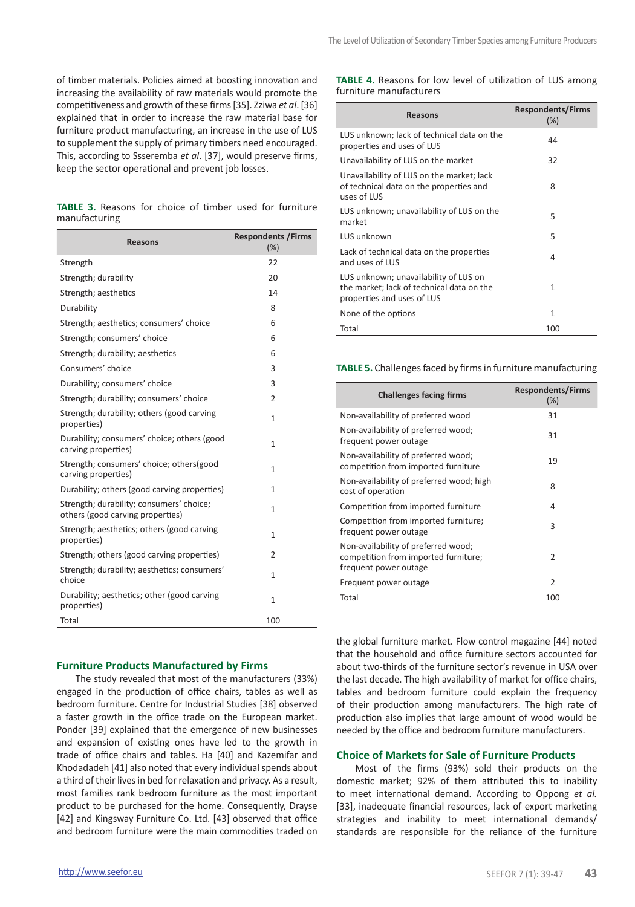of timber materials. Policies aimed at boosting innovation and increasing the availability of raw materials would promote the competitiveness and growth of these firms [35]. Zziwa *et al*. [36] explained that in order to increase the raw material base for furniture product manufacturing, an increase in the use of LUS to supplement the supply of primary timbers need encouraged. This, according to Ssseremba *et al*. [37], would preserve firms, keep the sector operational and prevent job losses.

**TABLE 3.** Reasons for choice of timber used for furniture manufacturing

| Reasons | Respondents /Firms (%) |
|---|---|
| Strength | 22 |
| Strength; durability | 20 |
| Strength; aesthetics | 14 |
| Durability | 8 |
| Strength; aesthetics; consumers' choice | 6 |
| Strength; consumers' choice | 6 |
| Strength; durability; aesthetics | 6 |
| Consumers' choice | 3 |
| Durability; consumers' choice | 3 |
| Strength; durability; consumers' choice | 2 |
| Strength; durability; others (good carving properties) | 1 |
| Durability; consumers' choice; others (good carving properties) | 1 |
| Strength; consumers' choice; others(good carving properties) | 1 |
| Durability; others (good carving properties) | 1 |
| Strength; durability; consumers' choice; others (good carving properties) | 1 |
| Strength; aesthetics; others (good carving properties) | 1 |
| Strength; others (good carving properties) | 2 |
| Strength; durability; aesthetics; consumers' choice | 1 |
| Durability; aesthetics; other (good carving properties) | 1 |
| Total | 100 |

## Furniture Products Manufactured by Firms

The study revealed that most of the manufacturers (33%) engaged in the production of office chairs, tables as well as bedroom furniture. Centre for Industrial Studies [38] observed a faster growth in the office trade on the European market. Ponder [39] explained that the emergence of new businesses and expansion of existing ones have led to the growth in trade of office chairs and tables. Ha [40] and Kazemifar and Khodadadeh [41] also noted that every individual spends about a third of their lives in bed for relaxation and privacy. As a result, most families rank bedroom furniture as the most important product to be purchased for the home. Consequently, Drayse [42] and Kingsway Furniture Co. Ltd. [43] observed that office and bedroom furniture were the main commodities traded on the global furniture market. Flow control magazine [44] noted that the household and office furniture sectors accounted for about two-thirds of the furniture sector's revenue in USA over the last decade. The high availability of market for office chairs, tables and bedroom furniture could explain the frequency of their production among manufacturers. The high rate of production also implies that large amount of wood would be needed by the office and bedroom furniture manufacturers.

**TABLE 4.** Reasons for low level of utilization of LUS among furniture manufacturers

| Reasons | Respondents/Firms (%) |
|---|---|
| LUS unknown; lack of technical data on the properties and uses of LUS | 44 |
| Unavailability of LUS on the market | 32 |
| Unavailability of LUS on the market; lack of technical data on the properties and uses of LUS | 8 |
| LUS unknown; unavailability of LUS on the market | 5 |
| LUS unknown | 5 |
| Lack of technical data on the properties and uses of LUS | 4 |
| LUS unknown; unavailability of LUS on the market; lack of technical data on the properties and uses of LUS | 1 |
| None of the options | 1 |
| Total | 100 |

**TABLE 5.** Challenges faced by firms in furniture manufacturing

| Challenges facing firms | Respondents/Firms (%) |
|---|---|
| Non-availability of preferred wood | 31 |
| Non-availability of preferred wood; frequent power outage | 31 |
| Non-availability of preferred wood; competition from imported furniture | 19 |
| Non-availability of preferred wood; high cost of operation | 8 |
| Competition from imported furniture | 4 |
| Competition from imported furniture; frequent power outage | 3 |
| Non-availability of preferred wood; competition from imported furniture; frequent power outage | 2 |
| Frequent power outage | 2 |
| Total | 100 |

## Choice of Markets for Sale of Furniture Products

Most of the firms (93%) sold their products on the domestic market; 92% of them attributed this to inability to meet international demand. According to Oppong *et al.* [33], inadequate financial resources, lack of export marketing strategies and inability to meet international demands/standards are responsible for the reliance of the furniture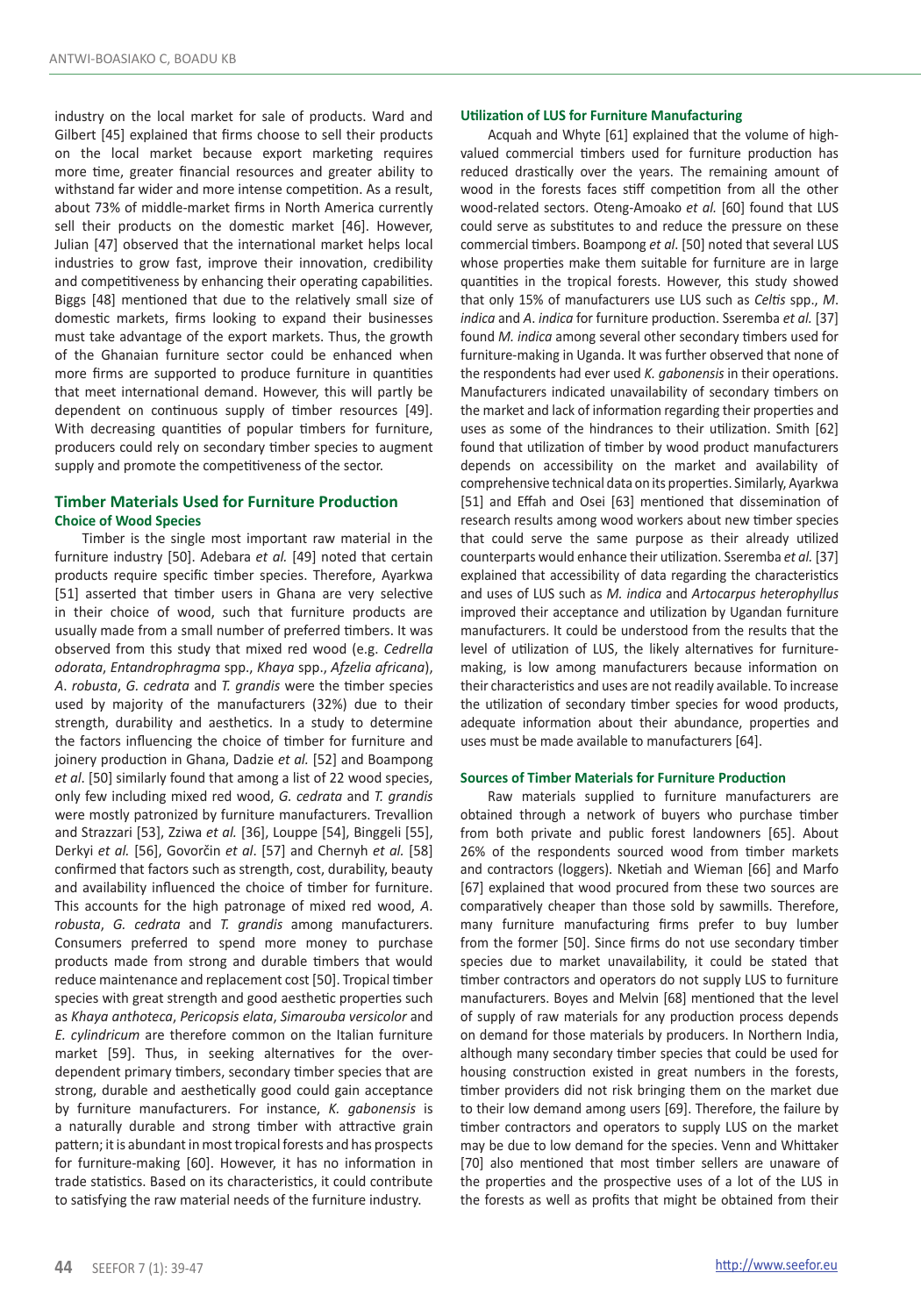industry on the local market for sale of products. Ward and Gilbert [45] explained that firms choose to sell their products on the local market because export marketing requires more time, greater financial resources and greater ability to withstand far wider and more intense competition. As a result, about 73% of middle-market firms in North America currently sell their products on the domestic market [46]. However, Julian [47] observed that the international market helps local industries to grow fast, improve their innovation, credibility and competitiveness by enhancing their operating capabilities. Biggs [48] mentioned that due to the relatively small size of domestic markets, firms looking to expand their businesses must take advantage of the export markets. Thus, the growth of the Ghanaian furniture sector could be enhanced when more firms are supported to produce furniture in quantities that meet international demand. However, this will partly be dependent on continuous supply of timber resources [49]. With decreasing quantities of popular timbers for furniture, producers could rely on secondary timber species to augment supply and promote the competitiveness of the sector.

## Timber Materials Used for Furniture Production

### Choice of Wood Species

Timber is the single most important raw material in the furniture industry [50]. Adebara *et al.* [49] noted that certain products require specific timber species. Therefore, Ayarkwa [51] asserted that timber users in Ghana are very selective in their choice of wood, such that furniture products are usually made from a small number of preferred timbers. It was observed from this study that mixed red wood (e.g. *Cedrella odorata*, *Entandrophragma* spp., *Khaya* spp., *Afzelia africana*), *A. robusta*, *G. cedrata* and *T. grandis* were the timber species used by majority of the manufacturers (32%) due to their strength, durability and aesthetics. In a study to determine the factors influencing the choice of timber for furniture and joinery production in Ghana, Dadzie *et al.* [52] and Boampong *et al*. [50] similarly found that among a list of 22 wood species, only few including mixed red wood, *G. cedrata* and *T. grandis* were mostly patronized by furniture manufacturers. Trevallion and Strazzari [53], Zziwa *et al.* [36], Louppe [54], Binggeli [55], Derkyi *et al.* [56], Govorčin *et al*. [57] and Chernyh *et al.* [58] confirmed that factors such as strength, cost, durability, beauty and availability influenced the choice of timber for furniture. This accounts for the high patronage of mixed red wood, *A. robusta*, *G. cedrata* and *T. grandis* among manufacturers. Consumers preferred to spend more money to purchase products made from strong and durable timbers that would reduce maintenance and replacement cost [50]. Tropical timber species with great strength and good aesthetic properties such as *Khaya anthoteca*, *Pericopsis elata*, *Simarouba versicolor* and *E. cylindricum* are therefore common on the Italian furniture market [59]. Thus, in seeking alternatives for the over-dependent primary timbers, secondary timber species that are strong, durable and aesthetically good could gain acceptance by furniture manufacturers. For instance, *K. gabonensis* is a naturally durable and strong timber with attractive grain pattern; it is abundant in most tropical forests and has prospects for furniture-making [60]. However, it has no information in trade statistics. Based on its characteristics, it could contribute to satisfying the raw material needs of the furniture industry.

### Utilization of LUS for Furniture Manufacturing

Acquah and Whyte [61] explained that the volume of high-valued commercial timbers used for furniture production has reduced drastically over the years. The remaining amount of wood in the forests faces stiff competition from all the other wood-related sectors. Oteng-Amoako *et al.* [60] found that LUS could serve as substitutes to and reduce the pressure on these commercial timbers. Boampong *et al*. [50] noted that several LUS whose properties make them suitable for furniture are in large quantities in the tropical forests. However, this study showed that only 15% of manufacturers use LUS such as *Celtis* spp., *M. indica* and *A. indica* for furniture production. Sseremba *et al.* [37] found *M. indica* among several other secondary timbers used for furniture-making in Uganda. It was further observed that none of the respondents had ever used *K. gabonensis* in their operations. Manufacturers indicated unavailability of secondary timbers on the market and lack of information regarding their properties and uses as some of the hindrances to their utilization. Smith [62] found that utilization of timber by wood product manufacturers depends on accessibility on the market and availability of comprehensive technical data on its properties. Similarly, Ayarkwa [51] and Effah and Osei [63] mentioned that dissemination of research results among wood workers about new timber species that could serve the same purpose as their already utilized counterparts would enhance their utilization. Sseremba *et al.* [37] explained that accessibility of data regarding the characteristics and uses of LUS such as *M. indica* and *Artocarpus heterophyllus* improved their acceptance and utilization by Ugandan furniture manufacturers. It could be understood from the results that the level of utilization of LUS, the likely alternatives for furniture-making, is low among manufacturers because information on their characteristics and uses are not readily available. To increase the utilization of secondary timber species for wood products, adequate information about their abundance, properties and uses must be made available to manufacturers [64].

### Sources of Timber Materials for Furniture Production

Raw materials supplied to furniture manufacturers are obtained through a network of buyers who purchase timber from both private and public forest landowners [65]. About 26% of the respondents sourced wood from timber markets and contractors (loggers). Nketiah and Wieman [66] and Marfo [67] explained that wood procured from these two sources are comparatively cheaper than those sold by sawmills. Therefore, many furniture manufacturing firms prefer to buy lumber from the former [50]. Since firms do not use secondary timber species due to market unavailability, it could be stated that timber contractors and operators do not supply LUS to furniture manufacturers. Boyes and Melvin [68] mentioned that the level of supply of raw materials for any production process depends on demand for those materials by producers. In Northern India, although many secondary timber species that could be used for housing construction existed in great numbers in the forests, timber providers did not risk bringing them on the market due to their low demand among users [69]. Therefore, the failure by timber contractors and operators to supply LUS on the market may be due to low demand for the species. Venn and Whittaker [70] also mentioned that most timber sellers are unaware of the properties and the prospective uses of a lot of the LUS in the forests as well as profits that might be obtained from their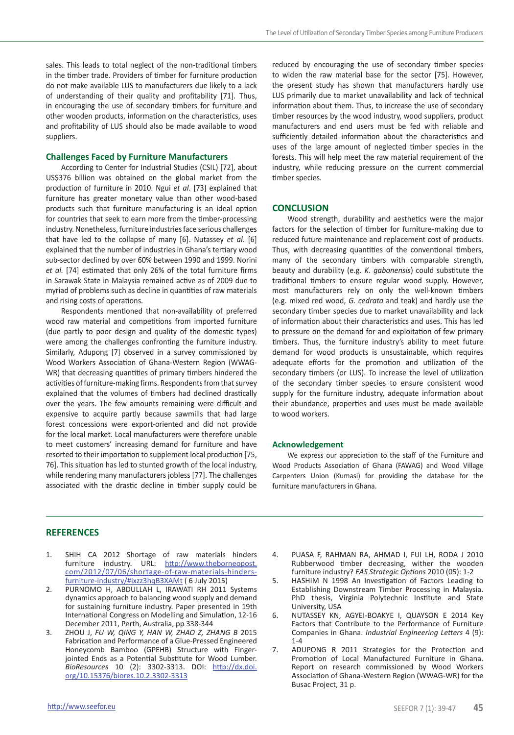sales. This leads to total neglect of the non-traditional timbers in the timber trade. Providers of timber for furniture production do not make available LUS to manufacturers due likely to a lack of understanding of their quality and profitability [71]. Thus, in encouraging the use of secondary timbers for furniture and other wooden products, information on the characteristics, uses and profitability of LUS should also be made available to wood suppliers.

### Challenges Faced by Furniture Manufacturers

According to Center for Industrial Studies (CSIL) [72], about US$376 billion was obtained on the global market from the production of furniture in 2010. Ngui *et al*. [73] explained that furniture has greater monetary value than other wood-based products such that furniture manufacturing is an ideal option for countries that seek to earn more from the timber-processing industry. Nonetheless, furniture industries face serious challenges that have led to the collapse of many [6]. Nutassey *et al*. [6] explained that the number of industries in Ghana's tertiary wood sub-sector declined by over 60% between 1990 and 1999. Norini *et al.* [74] estimated that only 26% of the total furniture firms in Sarawak State in Malaysia remained active as of 2009 due to myriad of problems such as decline in quantities of raw materials and rising costs of operations.

Respondents mentioned that non-availability of preferred wood raw material and competitions from imported furniture (due partly to poor design and quality of the domestic types) were among the challenges confronting the furniture industry. Similarly, Adupong [7] observed in a survey commissioned by Wood Workers Association of Ghana-Western Region (WWAG-WR) that decreasing quantities of primary timbers hindered the activities of furniture-making firms. Respondents from that survey explained that the volumes of timbers had declined drastically over the years. The few amounts remaining were difficult and expensive to acquire partly because sawmills that had large forest concessions were export-oriented and did not provide for the local market. Local manufacturers were therefore unable to meet customers' increasing demand for furniture and have resorted to their importation to supplement local production [75, 76]. This situation has led to stunted growth of the local industry, while rendering many manufacturers jobless [77]. The challenges associated with the drastic decline in timber supply could be reduced by encouraging the use of secondary timber species to widen the raw material base for the sector [75]. However, the present study has shown that manufacturers hardly use LUS primarily due to market unavailability and lack of technical information about them. Thus, to increase the use of secondary timber resources by the wood industry, wood suppliers, product manufacturers and end users must be fed with reliable and sufficiently detailed information about the characteristics and uses of the large amount of neglected timber species in the forests. This will help meet the raw material requirement of the industry, while reducing pressure on the current commercial timber species.

## CONCLUSION

Wood strength, durability and aesthetics were the major factors for the selection of timber for furniture-making due to reduced future maintenance and replacement cost of products. Thus, with decreasing quantities of the conventional timbers, many of the secondary timbers with comparable strength, beauty and durability (e.g. *K. gabonensis*) could substitute the traditional timbers to ensure regular wood supply. However, most manufacturers rely on only the well-known timbers (e.g. mixed red wood, *G. cedrata* and teak) and hardly use the secondary timber species due to market unavailability and lack of information about their characteristics and uses. This has led to pressure on the demand for and exploitation of few primary timbers. Thus, the furniture industry's ability to meet future demand for wood products is unsustainable, which requires adequate efforts for the promotion and utilization of the secondary timbers (or LUS). To increase the level of utilization of the secondary timber species to ensure consistent wood supply for the furniture industry, adequate information about their abundance, properties and uses must be made available to wood workers.

### Acknowledgement

We express our appreciation to the staff of the Furniture and Wood Products Association of Ghana (FAWAG) and Wood Village Carpenters Union (Kumasi) for providing the database for the furniture manufacturers in Ghana.

## REFERENCES

1. SHIH CA 2012 Shortage of raw materials hinders furniture industry. URL: http://www.theborneopost.com/2012/07/06/shortage-of-raw-materials-hinders-furniture-industry/#ixzz3hqB3XAMt ( 6 July 2015)
2. PURNOMO H, ABDULLAH L, IRAWATI RH 2011 Systems dynamics approach to balancing wood supply and demand for sustaining furniture industry. Paper presented in 19th International Congress on Modelling and Simulation, 12-16 December 2011, Perth, Australia, pp 338-344
3. ZHOU J, *FU W, QING Y, HAN W, ZHAO Z, ZHANG B* 2015 Fabrication and Performance of a Glue-Pressed Engineered Honeycomb Bamboo (GPEHB) Structure with Finger-jointed Ends as a Potential Substitute for Wood Lumber. *BioResources* 10 (2): 3302-3313. DOI: http://dx.doi.org/10.15376/biores.10.2.3302-3313
4. PUASA F, RAHMAN RA, AHMAD I, FUI LH, RODA J 2010 Rubberwood timber decreasing, wither the wooden furniture industry? *EAS Strategic Options* 2010 (05): 1-2
5. HASHIM N 1998 An Investigation of Factors Leading to Establishing Downstream Timber Processing in Malaysia. PhD thesis, Virginia Polytechnic Institute and State University, USA
6. NUTASSEY KN, AGYEI-BOAKYE I, QUAYSON E 2014 Key Factors that Contribute to the Performance of Furniture Companies in Ghana. *Industrial Engineering Letters* 4 (9): 1-4
7. ADUPONG R 2011 Strategies for the Protection and Promotion of Local Manufactured Furniture in Ghana. Report on research commissioned by Wood Workers Association of Ghana-Western Region (WWAG-WR) for the Busac Project, 31 p.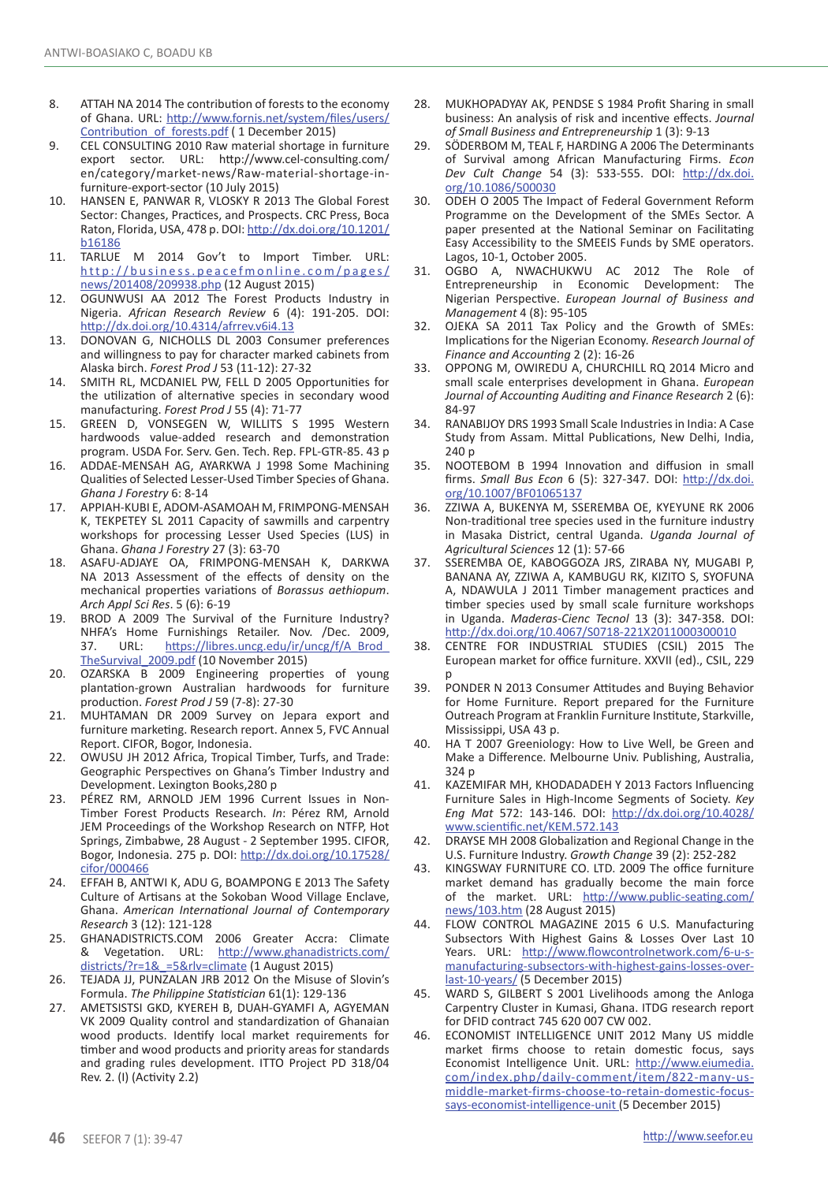8. ATTAH NA 2014 The contribution of forests to the economy of Ghana. URL: http://www.fornis.net/system/files/users/Contribution_of_forests.pdf ( 1 December 2015)
9. CEL CONSULTING 2010 Raw material shortage in furniture export sector. URL: http://www.cel-consulting.com/en/category/market-news/Raw-material-shortage-in-furniture-export-sector (10 July 2015)
10. HANSEN E, PANWAR R, VLOSKY R 2013 The Global Forest Sector: Changes, Practices, and Prospects. CRC Press, Boca Raton, Florida, USA, 478 p. DOI: http://dx.doi.org/10.1201/b16186
11. TARLUE M 2014 Gov't to Import Timber. URL: http://business.peacefmonline.com/pages/news/201408/209938.php (12 August 2015)
12. OGUNWUSI AA 2012 The Forest Products Industry in Nigeria. *African Research Review* 6 (4): 191-205. DOI: http://dx.doi.org/10.4314/afrrev.v6i4.13
13. DONOVAN G, NICHOLLS DL 2003 Consumer preferences and willingness to pay for character marked cabinets from Alaska birch. *Forest Prod J* 53 (11-12): 27-32
14. SMITH RL, MCDANIEL PW, FELL D 2005 Opportunities for the utilization of alternative species in secondary wood manufacturing. *Forest Prod J* 55 (4): 71-77
15. GREEN D, VONSEGEN W, WILLITS S 1995 Western hardwoods value-added research and demonstration program. USDA For. Serv. Gen. Tech. Rep. FPL-GTR-85. 43 p
16. ADDAE-MENSAH AG, AYARKWA J 1998 Some Machining Qualities of Selected Lesser-Used Timber Species of Ghana. *Ghana J Forestry* 6: 8-14
17. APPIAH-KUBI E, ADOM-ASAMOAH M, FRIMPONG-MENSAH K, TEKPETEY SL 2011 Capacity of sawmills and carpentry workshops for processing Lesser Used Species (LUS) in Ghana. *Ghana J Forestry* 27 (3): 63-70
18. ASAFU-ADJAYE OA, FRIMPONG-MENSAH K, DARKWA NA 2013 Assessment of the effects of density on the mechanical properties variations of *Borassus aethiopum*. *Arch Appl Sci Res*. 5 (6): 6-19
19. BROD A 2009 The Survival of the Furniture Industry? NHFA's Home Furnishings Retailer. Nov. /Dec. 2009, 37. URL: https://libres.uncg.edu/ir/uncg/f/A_Brod_TheSurvival_2009.pdf (10 November 2015)
20. OZARSKA B 2009 Engineering properties of young plantation-grown Australian hardwoods for furniture production. *Forest Prod J* 59 (7-8): 27-30
21. MUHTAMAN DR 2009 Survey on Jepara export and furniture marketing. Research report. Annex 5, FVC Annual Report. CIFOR, Bogor, Indonesia.
22. OWUSU JH 2012 Africa, Tropical Timber, Turfs, and Trade: Geographic Perspectives on Ghana's Timber Industry and Development. Lexington Books,280 p
23. PÉREZ RM, ARNOLD JEM 1996 Current Issues in Non-Timber Forest Products Research. *In*: Pérez RM, Arnold JEM Proceedings of the Workshop Research on NTFP, Hot Springs, Zimbabwe, 28 August - 2 September 1995. CIFOR, Bogor, Indonesia. 275 p. DOI: http://dx.doi.org/10.17528/cifor/000466
24. EFFAH B, ANTWI K, ADU G, BOAMPONG E 2013 The Safety Culture of Artisans at the Sokoban Wood Village Enclave, Ghana. *American International Journal of Contemporary Research* 3 (12): 121-128
25. GHANADISTRICTS.COM 2006 Greater Accra: Climate & Vegetation. URL: http://www.ghanadistricts.com/districts/?r=1&_=5&rlv=climate (1 August 2015)
26. TEJADA JJ, PUNZALAN JRB 2012 On the Misuse of Slovin's Formula. *The Philippine Statistician* 61(1): 129-136
27. AMETSISTSI GKD, KYEREH B, DUAH-GYAMFI A, AGYEMAN VK 2009 Quality control and standardization of Ghanaian wood products. Identify local market requirements for timber and wood products and priority areas for standards and grading rules development. ITTO Project PD 318/04 Rev. 2. (I) (Activity 2.2)
28. MUKHOPADYAY AK, PENDSE S 1984 Profit Sharing in small business: An analysis of risk and incentive effects. *Journal of Small Business and Entrepreneurship* 1 (3): 9-13
29. SÖDERBOM M, TEAL F, HARDING A 2006 The Determinants of Survival among African Manufacturing Firms. *Econ Dev Cult Change* 54 (3): 533-555. DOI: http://dx.doi.org/10.1086/500030
30. ODEH O 2005 The Impact of Federal Government Reform Programme on the Development of the SMEs Sector. A paper presented at the National Seminar on Facilitating Easy Accessibility to the SMEEIS Funds by SME operators. Lagos, 10-1, October 2005.
31. OGBO A, NWACHUKWU AC 2012 The Role of Entrepreneurship in Economic Development: The Nigerian Perspective. *European Journal of Business and Management* 4 (8): 95-105
32. OJEKA SA 2011 Tax Policy and the Growth of SMEs: Implications for the Nigerian Economy. *Research Journal of Finance and Accounting* 2 (2): 16-26
33. OPPONG M, OWIREDU A, CHURCHILL RQ 2014 Micro and small scale enterprises development in Ghana. *European Journal of Accounting Auditing and Finance Research* 2 (6): 84-97
34. RANABIJOY DRS 1993 Small Scale Industries in India: A Case Study from Assam. Mittal Publications, New Delhi, India, 240 p
35. NOOTEBOM B 1994 Innovation and diffusion in small firms. *Small Bus Econ* 6 (5): 327-347. DOI: http://dx.doi.org/10.1007/BF01065137
36. ZZIWA A, BUKENYA M, SSEREMBA OE, KYEYUNE RK 2006 Non-traditional tree species used in the furniture industry in Masaka District, central Uganda. *Uganda Journal of Agricultural Sciences* 12 (1): 57-66
37. SSEREMBA OE, KABOGGOZA JRS, ZIRABA NY, MUGABI P, BANANA AY, ZZIWA A, KAMBUGU RK, KIZITO S, SYOFUNA A, NDAWULA J 2011 Timber management practices and timber species used by small scale furniture workshops in Uganda. *Maderas-Cienc Tecnol* 13 (3): 347-358. DOI: http://dx.doi.org/10.4067/S0718-221X2011000300010
38. CENTRE FOR INDUSTRIAL STUDIES (CSIL) 2015 The European market for office furniture. XXVII (ed)., CSIL, 229 p
39. PONDER N 2013 Consumer Attitudes and Buying Behavior for Home Furniture. Report prepared for the Furniture Outreach Program at Franklin Furniture Institute, Starkville, Mississippi, USA 43 p.
40. HA T 2007 Greeniology: How to Live Well, be Green and Make a Difference. Melbourne Univ. Publishing, Australia, 324 p
41. KAZEMIFAR MH, KHODADADEH Y 2013 Factors Influencing Furniture Sales in High-Income Segments of Society. *Key Eng Mat* 572: 143-146. DOI: http://dx.doi.org/10.4028/www.scientific.net/KEM.572.143
42. DRAYSE MH 2008 Globalization and Regional Change in the U.S. Furniture Industry. *Growth Change* 39 (2): 252-282
43. KINGSWAY FURNITURE CO. LTD. 2009 The office furniture market demand has gradually become the main force of the market. URL: http://www.public-seating.com/news/103.htm (28 August 2015)
44. FLOW CONTROL MAGAZINE 2015 6 U.S. Manufacturing Subsectors With Highest Gains & Losses Over Last 10 Years. URL: http://www.flowcontrolnetwork.com/6-u-s-manufacturing-subsectors-with-highest-gains-losses-over-last-10-years/ (5 December 2015)
45. WARD S, GILBERT S 2001 Livelihoods among the Anloga Carpentry Cluster in Kumasi, Ghana. ITDG research report for DFID contract 745 620 007 CW 002.
46. ECONOMIST INTELLIGENCE UNIT 2012 Many US middle market firms choose to retain domestic focus, says Economist Intelligence Unit. URL: http://www.eiumedia.com/index.php/daily-comment/item/822-many-us-middle-market-firms-choose-to-retain-domestic-focus-says-economist-intelligence-unit (5 December 2015)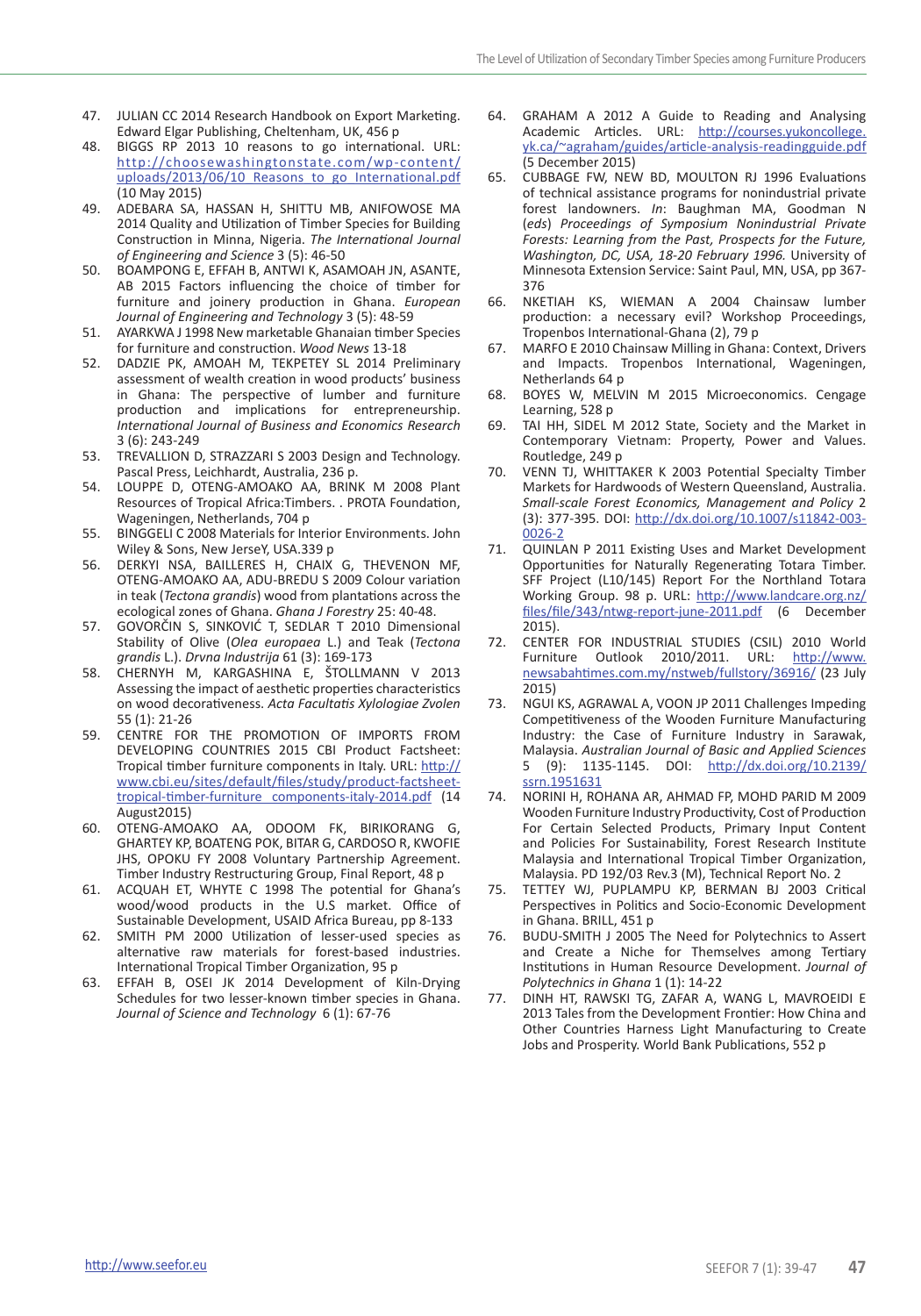47. JULIAN CC 2014 Research Handbook on Export Marketing. Edward Elgar Publishing, Cheltenham, UK, 456 p
48. BIGGS RP 2013 10 reasons to go international. URL: http://choosewashingtonstate.com/wp-content/uploads/2013/06/10_Reasons_to_go_International.pdf (10 May 2015)
49. ADEBARA SA, HASSAN H, SHITTU MB, ANIFOWOSE MA 2014 Quality and Utilization of Timber Species for Building Construction in Minna, Nigeria. *The International Journal of Engineering and Science* 3 (5): 46-50
50. BOAMPONG E, EFFAH B, ANTWI K, ASAMOAH JN, ASANTE, AB 2015 Factors influencing the choice of timber for furniture and joinery production in Ghana. *European Journal of Engineering and Technology* 3 (5): 48-59
51. AYARKWA J 1998 New marketable Ghanaian timber Species for furniture and construction. *Wood News* 13-18
52. DADZIE PK, AMOAH M, TEKPETEY SL 2014 Preliminary assessment of wealth creation in wood products' business in Ghana: The perspective of lumber and furniture production and implications for entrepreneurship. *International Journal of Business and Economics Research* 3 (6): 243-249
53. TREVALLION D, STRAZZARI S 2003 Design and Technology. Pascal Press, Leichhardt, Australia, 236 p.
54. LOUPPE D, OTENG-AMOAKO AA, BRINK M 2008 Plant Resources of Tropical Africa:Timbers. . PROTA Foundation, Wageningen, Netherlands, 704 p
55. BINGGELI C 2008 Materials for Interior Environments. John Wiley & Sons, New JerseY, USA.339 p
56. DERKYI NSA, BAILLERES H, CHAIX G, THEVENON MF, OTENG-AMOAKO AA, ADU-BREDU S 2009 Colour variation in teak (*Tectona grandis*) wood from plantations across the ecological zones of Ghana. *Ghana J Forestry* 25: 40-48.
57. GOVORČIN S, SINKOVIĆ T, SEDLAR T 2010 Dimensional Stability of Olive (*Olea europaea* L.) and Teak (*Tectona grandis* L.). *Drvna Industrija* 61 (3): 169-173
58. CHERNYH M, KARGASHINA E, ŠTOLLMANN V 2013 Assessing the impact of aesthetic properties characteristics on wood decorativeness. *Acta Facultatis Xylologiae Zvolen* 55 (1): 21-26
59. CENTRE FOR THE PROMOTION OF IMPORTS FROM DEVELOPING COUNTRIES 2015 CBI Product Factsheet: Tropical timber furniture components in Italy. URL: http://www.cbi.eu/sites/default/files/study/product-factsheet-tropical-timber-furniture_components-italy-2014.pdf (14 August2015)
60. OTENG-AMOAKO AA, ODOOM FK, BIRIKORANG G, GHARTEY KP, BOATENG POK, BITAR G, CARDOSO R, KWOFIE JHS, OPOKU FY 2008 Voluntary Partnership Agreement. Timber Industry Restructuring Group, Final Report, 48 p
61. ACQUAH ET, WHYTE C 1998 The potential for Ghana's wood/wood products in the U.S market. Office of Sustainable Development, USAID Africa Bureau, pp 8-133
62. SMITH PM 2000 Utilization of lesser-used species as alternative raw materials for forest-based industries. International Tropical Timber Organization, 95 p
63. EFFAH B, OSEI JK 2014 Development of Kiln-Drying Schedules for two lesser-known timber species in Ghana. *Journal of Science and Technology* 6 (1): 67-76
64. GRAHAM A 2012 A Guide to Reading and Analysing Academic Articles. URL: http://courses.yukoncollege.yk.ca/~agraham/guides/article-analysis-readingguide.pdf (5 December 2015)
65. CUBBAGE FW, NEW BD, MOULTON RJ 1996 Evaluations of technical assistance programs for nonindustrial private forest landowners. *In*: Baughman MA, Goodman N (*eds*) *Proceedings of Symposium Nonindustrial Private Forests: Learning from the Past, Prospects for the Future, Washington, DC, USA, 18-20 February 1996.* University of Minnesota Extension Service: Saint Paul, MN, USA, pp 367-376
66. NKETIAH KS, WIEMAN A 2004 Chainsaw lumber production: a necessary evil? Workshop Proceedings, Tropenbos International-Ghana (2), 79 p
67. MARFO E 2010 Chainsaw Milling in Ghana: Context, Drivers and Impacts. Tropenbos International, Wageningen, Netherlands 64 p
68. BOYES W, MELVIN M 2015 Microeconomics. Cengage Learning, 528 p
69. TAI HH, SIDEL M 2012 State, Society and the Market in Contemporary Vietnam: Property, Power and Values. Routledge, 249 p
70. VENN TJ, WHITTAKER K 2003 Potential Specialty Timber Markets for Hardwoods of Western Queensland, Australia. *Small-scale Forest Economics, Management and Policy* 2 (3): 377-395. DOI: http://dx.doi.org/10.1007/s11842-003-0026-2
71. QUINLAN P 2011 Existing Uses and Market Development Opportunities for Naturally Regenerating Totara Timber. SFF Project (L10/145) Report For the Northland Totara Working Group. 98 p. URL: http://www.landcare.org.nz/files/file/343/ntwg-report-june-2011.pdf (6 December 2015).
72. CENTER FOR INDUSTRIAL STUDIES (CSIL) 2010 World Furniture Outlook 2010/2011. URL: http://www.newsabahtimes.com.my/nstweb/fullstory/36916/ (23 July 2015)
73. NGUI KS, AGRAWAL A, VOON JP 2011 Challenges Impeding Competitiveness of the Wooden Furniture Manufacturing Industry: the Case of Furniture Industry in Sarawak, Malaysia. *Australian Journal of Basic and Applied Sciences* 5 (9): 1135-1145. DOI: http://dx.doi.org/10.2139/ssrn.1951631
74. NORINI H, ROHANA AR, AHMAD FP, MOHD PARID M 2009 Wooden Furniture Industry Productivity, Cost of Production For Certain Selected Products, Primary Input Content and Policies For Sustainability, Forest Research Institute Malaysia and International Tropical Timber Organization, Malaysia. PD 192/03 Rev.3 (M), Technical Report No. 2
75. TETTEY WJ, PUPLAMPU KP, BERMAN BJ 2003 Critical Perspectives in Politics and Socio-Economic Development in Ghana. BRILL, 451 p
76. BUDU-SMITH J 2005 The Need for Polytechnics to Assert and Create a Niche for Themselves among Tertiary Institutions in Human Resource Development. *Journal of Polytechnics in Ghana* 1 (1): 14-22
77. DINH HT, RAWSKI TG, ZAFAR A, WANG L, MAVROEIDI E 2013 Tales from the Development Frontier: How China and Other Countries Harness Light Manufacturing to Create Jobs and Prosperity. World Bank Publications, 552 p